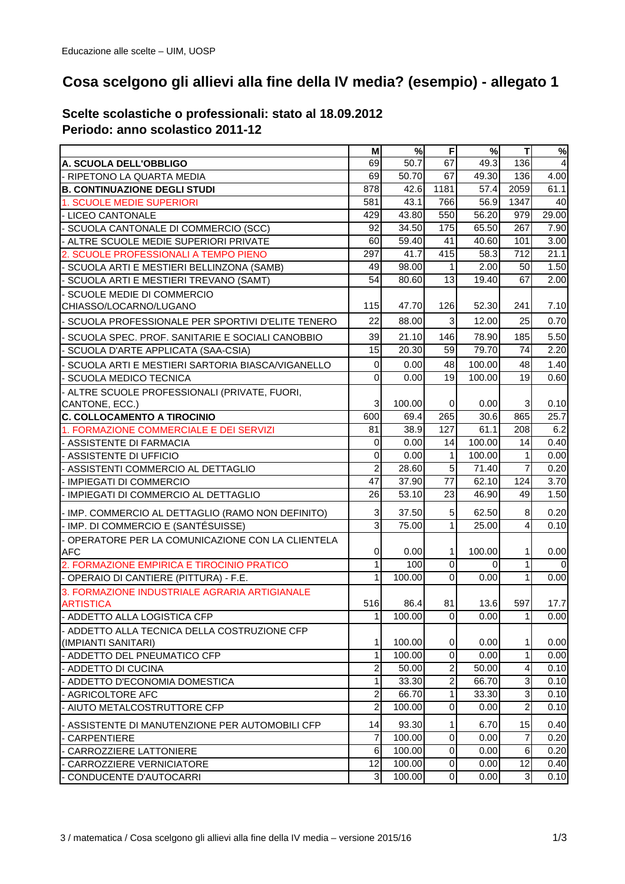Educazione alle scelte – UIM, UOSP

# Cosa scelgono gli allievi alla fine della IV media? (esempio) - allegato 1

## Scelte scolastiche o professionali: stato al 18.09.2012
## Periodo: anno scolastico 2011-12

| | M | % | F | % | T | % |
|---|---|---|---|---|---|---|
| **A. SCUOLA DELL'OBBLIGO** | 69 | 50.7 | 67 | 49.3 | 136 | 4 |
| - RIPETONO LA QUARTA MEDIA | 69 | 50.70 | 67 | 49.30 | 136 | 4.00 |
| **B. CONTINUAZIONE DEGLI STUDI** | 878 | 42.6 | 1181 | 57.4 | 2059 | 61.1 |
| 1. SCUOLE MEDIE SUPERIORI | 581 | 43.1 | 766 | 56.9 | 1347 | 40 |
| - LICEO CANTONALE | 429 | 43.80 | 550 | 56.20 | 979 | 29.00 |
| - SCUOLA CANTONALE DI COMMERCIO (SCC) | 92 | 34.50 | 175 | 65.50 | 267 | 7.90 |
| - ALTRE SCUOLE MEDIE SUPERIORI PRIVATE | 60 | 59.40 | 41 | 40.60 | 101 | 3.00 |
| 2. SCUOLE PROFESSIONALI A TEMPO PIENO | 297 | 41.7 | 415 | 58.3 | 712 | 21.1 |
| - SCUOLA ARTI E MESTIERI BELLINZONA (SAMB) | 49 | 98.00 | 1 | 2.00 | 50 | 1.50 |
| - SCUOLA ARTI E MESTIERI TREVANO (SAMT) | 54 | 80.60 | 13 | 19.40 | 67 | 2.00 |
| - SCUOLE MEDIE DI COMMERCIO CHIASSO/LOCARNO/LUGANO | 115 | 47.70 | 126 | 52.30 | 241 | 7.10 |
| - SCUOLA PROFESSIONALE PER SPORTIVI D'ELITE TENERO | 22 | 88.00 | 3 | 12.00 | 25 | 0.70 |
| - SCUOLA SPEC. PROF. SANITARIE E SOCIALI CANOBBIO | 39 | 21.10 | 146 | 78.90 | 185 | 5.50 |
| - SCUOLA D'ARTE APPLICATA (SAA-CSIA) | 15 | 20.30 | 59 | 79.70 | 74 | 2.20 |
| - SCUOLA ARTI E MESTIERI SARTORIA BIASCA/VIGANELLO | 0 | 0.00 | 48 | 100.00 | 48 | 1.40 |
| - SCUOLA MEDICO TECNICA | 0 | 0.00 | 19 | 100.00 | 19 | 0.60 |
| - ALTRE SCUOLE PROFESSIONALI (PRIVATE, FUORI, CANTONE, ECC.) | 3 | 100.00 | 0 | 0.00 | 3 | 0.10 |
| **C. COLLOCAMENTO A TIROCINIO** | 600 | 69.4 | 265 | 30.6 | 865 | 25.7 |
| 1. FORMAZIONE COMMERCIALE E DEI SERVIZI | 81 | 38.9 | 127 | 61.1 | 208 | 6.2 |
| - ASSISTENTE DI FARMACIA | 0 | 0.00 | 14 | 100.00 | 14 | 0.40 |
| - ASSISTENTE DI UFFICIO | 0 | 0.00 | 1 | 100.00 | 1 | 0.00 |
| - ASSISTENTI COMMERCIO AL DETTAGLIO | 2 | 28.60 | 5 | 71.40 | 7 | 0.20 |
| - IMPIEGATI DI COMMERCIO | 47 | 37.90 | 77 | 62.10 | 124 | 3.70 |
| - IMPIEGATI DI COMMERCIO AL DETTAGLIO | 26 | 53.10 | 23 | 46.90 | 49 | 1.50 |
| - IMP. COMMERCIO AL DETTAGLIO (RAMO NON DEFINITO) | 3 | 37.50 | 5 | 62.50 | 8 | 0.20 |
| - IMP. DI COMMERCIO E (SANTÉSUISSE) | 3 | 75.00 | 1 | 25.00 | 4 | 0.10 |
| - OPERATORE PER LA COMUNICAZIONE CON LA CLIENTELA AFC | 0 | 0.00 | 1 | 100.00 | 1 | 0.00 |
| 2. FORMAZIONE EMPIRICA E TIROCINIO PRATICO | 1 | 100 | 0 | 0 | 1 | 0 |
| - OPERAIO DI CANTIERE (PITTURA) - F.E. | 1 | 100.00 | 0 | 0.00 | 1 | 0.00 |
| 3. FORMAZIONE INDUSTRIALE AGRARIA ARTIGIANALE ARTISTICA | 516 | 86.4 | 81 | 13.6 | 597 | 17.7 |
| - ADDETTO ALLA LOGISTICA CFP | 1 | 100.00 | 0 | 0.00 | 1 | 0.00 |
| - ADDETTO ALLA TECNICA DELLA COSTRUZIONE CFP (IMPIANTI SANITARI) | 1 | 100.00 | 0 | 0.00 | 1 | 0.00 |
| - ADDETTO DEL PNEUMATICO CFP | 1 | 100.00 | 0 | 0.00 | 1 | 0.00 |
| - ADDETTO DI CUCINA | 2 | 50.00 | 2 | 50.00 | 4 | 0.10 |
| - ADDETTO D'ECONOMIA DOMESTICA | 1 | 33.30 | 2 | 66.70 | 3 | 0.10 |
| - AGRICOLTORE AFC | 2 | 66.70 | 1 | 33.30 | 3 | 0.10 |
| - AIUTO METALCOSTRUTTORE CFP | 2 | 100.00 | 0 | 0.00 | 2 | 0.10 |
| - ASSISTENTE DI MANUTENZIONE PER AUTOMOBILI CFP | 14 | 93.30 | 1 | 6.70 | 15 | 0.40 |
| - CARPENTIERE | 7 | 100.00 | 0 | 0.00 | 7 | 0.20 |
| - CARROZZIERE LATTONIERE | 6 | 100.00 | 0 | 0.00 | 6 | 0.20 |
| - CARROZZIERE VERNICIATORE | 12 | 100.00 | 0 | 0.00 | 12 | 0.40 |
| - CONDUCENTE D'AUTOCARRI | 3 | 100.00 | 0 | 0.00 | 3 | 0.10 |

3 / matematica / Cosa scelgono gli allievi alla fine della IV media – versione 2015/16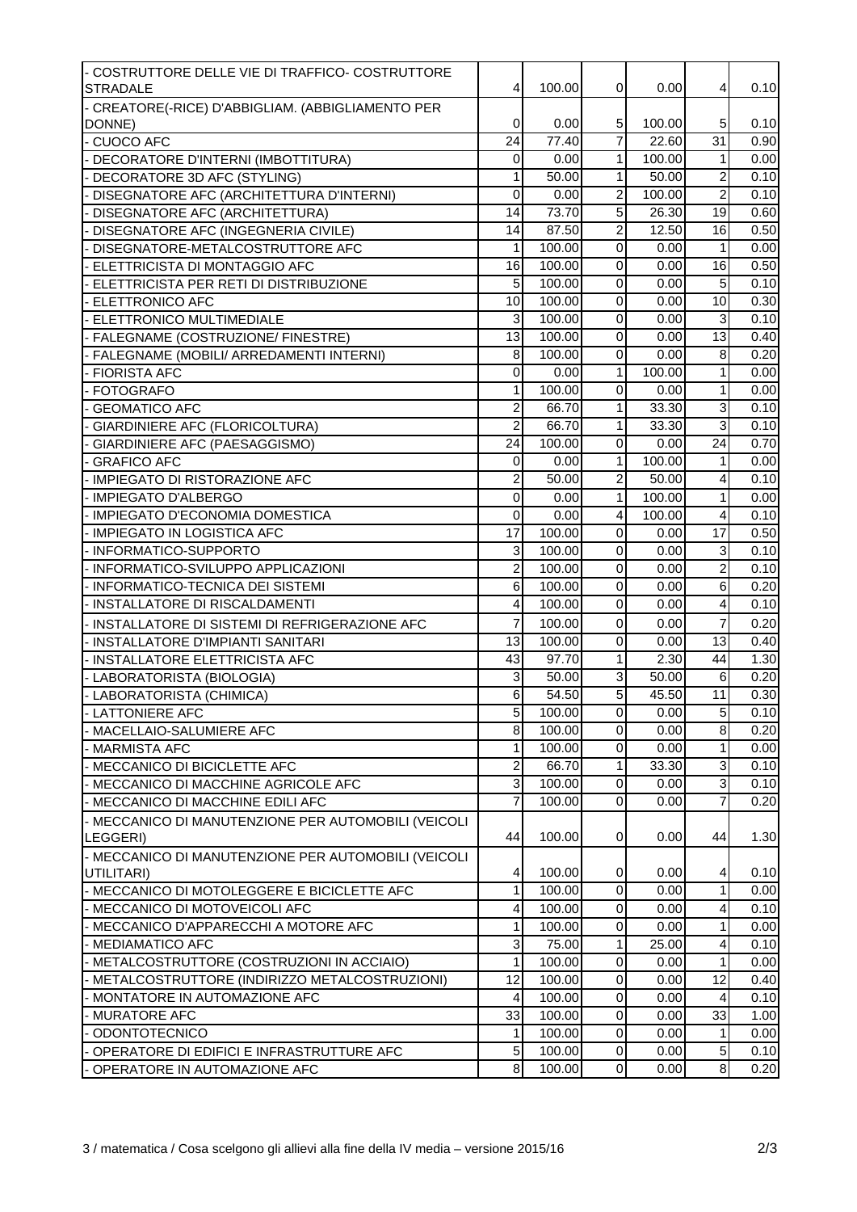| | | | | | | |
|---|---|---|---|---|---|---|
| - COSTRUTTORE DELLE VIE DI TRAFFICO- COSTRUTTORE STRADALE | 4 | 100.00 | 0 | 0.00 | 4 | 0.10 |
| - CREATORE(-RICE) D'ABBIGLIAM. (ABBIGLIAMENTO PER DONNE) | 0 | 0.00 | 5 | 100.00 | 5 | 0.10 |
| - CUOCO AFC | 24 | 77.40 | 7 | 22.60 | 31 | 0.90 |
| - DECORATORE D'INTERNI (IMBOTTITURA) | 0 | 0.00 | 1 | 100.00 | 1 | 0.00 |
| - DECORATORE 3D AFC (STYLING) | 1 | 50.00 | 1 | 50.00 | 2 | 0.10 |
| - DISEGNATORE AFC (ARCHITETTURA D'INTERNI) | 0 | 0.00 | 2 | 100.00 | 2 | 0.10 |
| - DISEGNATORE AFC (ARCHITETTURA) | 14 | 73.70 | 5 | 26.30 | 19 | 0.60 |
| - DISEGNATORE AFC (INGEGNERIA CIVILE) | 14 | 87.50 | 2 | 12.50 | 16 | 0.50 |
| - DISEGNATORE-METALCOSTRUTTORE AFC | 1 | 100.00 | 0 | 0.00 | 1 | 0.00 |
| - ELETTRICISTA DI MONTAGGIO AFC | 16 | 100.00 | 0 | 0.00 | 16 | 0.50 |
| - ELETTRICISTA PER RETI DI DISTRIBUZIONE | 5 | 100.00 | 0 | 0.00 | 5 | 0.10 |
| - ELETTRONICO AFC | 10 | 100.00 | 0 | 0.00 | 10 | 0.30 |
| - ELETTRONICO MULTIMEDIALE | 3 | 100.00 | 0 | 0.00 | 3 | 0.10 |
| - FALEGNAME (COSTRUZIONE/ FINESTRE) | 13 | 100.00 | 0 | 0.00 | 13 | 0.40 |
| - FALEGNAME (MOBILI/ ARREDAMENTI INTERNI) | 8 | 100.00 | 0 | 0.00 | 8 | 0.20 |
| - FIORISTA AFC | 0 | 0.00 | 1 | 100.00 | 1 | 0.00 |
| - FOTOGRAFO | 1 | 100.00 | 0 | 0.00 | 1 | 0.00 |
| - GEOMATICO AFC | 2 | 66.70 | 1 | 33.30 | 3 | 0.10 |
| - GIARDINIERE AFC (FLORICOLTURA) | 2 | 66.70 | 1 | 33.30 | 3 | 0.10 |
| - GIARDINIERE AFC (PAESAGGISMO) | 24 | 100.00 | 0 | 0.00 | 24 | 0.70 |
| - GRAFICO AFC | 0 | 0.00 | 1 | 100.00 | 1 | 0.00 |
| - IMPIEGATO DI RISTORAZIONE AFC | 2 | 50.00 | 2 | 50.00 | 4 | 0.10 |
| - IMPIEGATO D'ALBERGO | 0 | 0.00 | 1 | 100.00 | 1 | 0.00 |
| - IMPIEGATO D'ECONOMIA DOMESTICA | 0 | 0.00 | 4 | 100.00 | 4 | 0.10 |
| - IMPIEGATO IN LOGISTICA AFC | 17 | 100.00 | 0 | 0.00 | 17 | 0.50 |
| - INFORMATICO-SUPPORTO | 3 | 100.00 | 0 | 0.00 | 3 | 0.10 |
| - INFORMATICO-SVILUPPO APPLICAZIONI | 2 | 100.00 | 0 | 0.00 | 2 | 0.10 |
| - INFORMATICO-TECNICA DEI SISTEMI | 6 | 100.00 | 0 | 0.00 | 6 | 0.20 |
| - INSTALLATORE DI RISCALDAMENTI | 4 | 100.00 | 0 | 0.00 | 4 | 0.10 |
| - INSTALLATORE DI SISTEMI DI REFRIGERAZIONE AFC | 7 | 100.00 | 0 | 0.00 | 7 | 0.20 |
| - INSTALLATORE D'IMPIANTI SANITARI | 13 | 100.00 | 0 | 0.00 | 13 | 0.40 |
| - INSTALLATORE ELETTRICISTA AFC | 43 | 97.70 | 1 | 2.30 | 44 | 1.30 |
| - LABORATORISTA (BIOLOGIA) | 3 | 50.00 | 3 | 50.00 | 6 | 0.20 |
| - LABORATORISTA (CHIMICA) | 6 | 54.50 | 5 | 45.50 | 11 | 0.30 |
| - LATTONIERE AFC | 5 | 100.00 | 0 | 0.00 | 5 | 0.10 |
| - MACELLAIO-SALUMIERE AFC | 8 | 100.00 | 0 | 0.00 | 8 | 0.20 |
| - MARMISTA AFC | 1 | 100.00 | 0 | 0.00 | 1 | 0.00 |
| - MECCANICO DI BICICLETTE AFC | 2 | 66.70 | 1 | 33.30 | 3 | 0.10 |
| - MECCANICO DI MACCHINE AGRICOLE AFC | 3 | 100.00 | 0 | 0.00 | 3 | 0.10 |
| - MECCANICO DI MACCHINE EDILI AFC | 7 | 100.00 | 0 | 0.00 | 7 | 0.20 |
| - MECCANICO DI MANUTENZIONE PER AUTOMOBILI (VEICOLI LEGGERI) | 44 | 100.00 | 0 | 0.00 | 44 | 1.30 |
| - MECCANICO DI MANUTENZIONE PER AUTOMOBILI (VEICOLI UTILITARI) | 4 | 100.00 | 0 | 0.00 | 4 | 0.10 |
| - MECCANICO DI MOTOLEGGERE E BICICLETTE AFC | 1 | 100.00 | 0 | 0.00 | 1 | 0.00 |
| - MECCANICO DI MOTOVEICOLI AFC | 4 | 100.00 | 0 | 0.00 | 4 | 0.10 |
| - MECCANICO D'APPARECCHI A MOTORE AFC | 1 | 100.00 | 0 | 0.00 | 1 | 0.00 |
| - MEDIAMATICO AFC | 3 | 75.00 | 1 | 25.00 | 4 | 0.10 |
| - METALCOSTRUTTORE (COSTRUZIONI IN ACCIAIO) | 1 | 100.00 | 0 | 0.00 | 1 | 0.00 |
| - METALCOSTRUTTORE (INDIRIZZO METALCOSTRUZIONI) | 12 | 100.00 | 0 | 0.00 | 12 | 0.40 |
| - MONTATORE IN AUTOMAZIONE AFC | 4 | 100.00 | 0 | 0.00 | 4 | 0.10 |
| - MURATORE AFC | 33 | 100.00 | 0 | 0.00 | 33 | 1.00 |
| - ODONTOTECNICO | 1 | 100.00 | 0 | 0.00 | 1 | 0.00 |
| - OPERATORE DI EDIFICI E INFRASTRUTTURE AFC | 5 | 100.00 | 0 | 0.00 | 5 | 0.10 |
| - OPERATORE IN AUTOMAZIONE AFC | 8 | 100.00 | 0 | 0.00 | 8 | 0.20 |

3 / matematica / Cosa scelgono gli allievi alla fine della IV media – versione 2015/16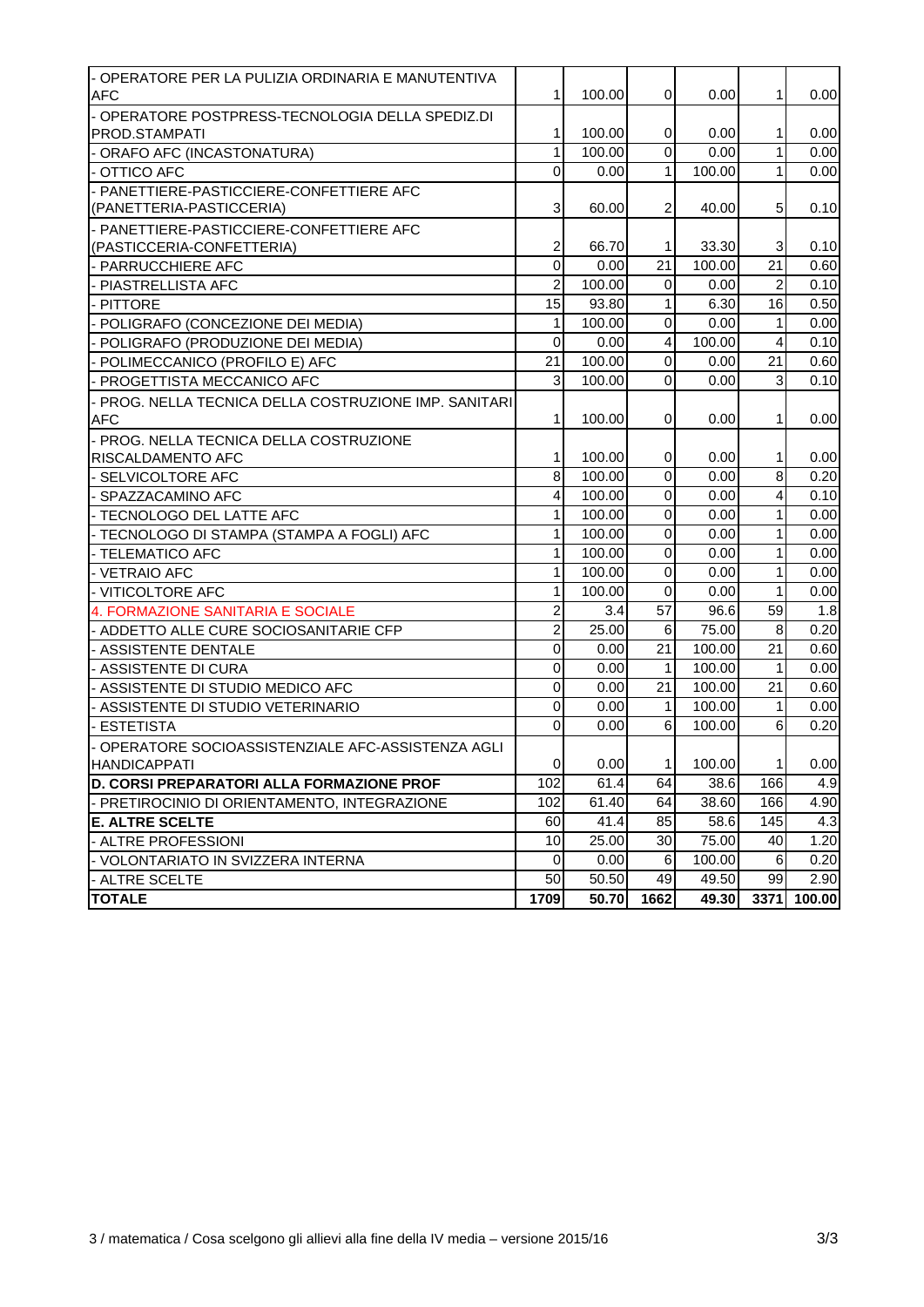| | | | | | | |
|---|---|---|---|---|---|---|
| - OPERATORE PER LA PULIZIA ORDINARIA E MANUTENTIVA AFC | 1 | 100.00 | 0 | 0.00 | 1 | 0.00 |
| - OPERATORE POSTPRESS-TECNOLOGIA DELLA SPEDIZ.DI PROD.STAMPATI | 1 | 100.00 | 0 | 0.00 | 1 | 0.00 |
| - ORAFO AFC (INCASTONATURA) | 1 | 100.00 | 0 | 0.00 | 1 | 0.00 |
| - OTTICO AFC | 0 | 0.00 | 1 | 100.00 | 1 | 0.00 |
| - PANETTIERE-PASTICCIERE-CONFETTIERE AFC (PANETTERIA-PASTICCERIA) | 3 | 60.00 | 2 | 40.00 | 5 | 0.10 |
| - PANETTIERE-PASTICCIERE-CONFETTIERE AFC (PASTICCERIA-CONFETTERIA) | 2 | 66.70 | 1 | 33.30 | 3 | 0.10 |
| - PARRUCCHIERE AFC | 0 | 0.00 | 21 | 100.00 | 21 | 0.60 |
| - PIASTRELLISTA AFC | 2 | 100.00 | 0 | 0.00 | 2 | 0.10 |
| - PITTORE | 15 | 93.80 | 1 | 6.30 | 16 | 0.50 |
| - POLIGRAFO (CONCEZIONE DEI MEDIA) | 1 | 100.00 | 0 | 0.00 | 1 | 0.00 |
| - POLIGRAFO (PRODUZIONE DEI MEDIA) | 0 | 0.00 | 4 | 100.00 | 4 | 0.10 |
| - POLIMECCANICO (PROFILO E) AFC | 21 | 100.00 | 0 | 0.00 | 21 | 0.60 |
| - PROGETTISTA MECCANICO AFC | 3 | 100.00 | 0 | 0.00 | 3 | 0.10 |
| - PROG. NELLA TECNICA DELLA COSTRUZIONE IMP. SANITARI AFC | 1 | 100.00 | 0 | 0.00 | 1 | 0.00 |
| - PROG. NELLA TECNICA DELLA COSTRUZIONE RISCALDAMENTO AFC | 1 | 100.00 | 0 | 0.00 | 1 | 0.00 |
| - SELVICOLTORE AFC | 8 | 100.00 | 0 | 0.00 | 8 | 0.20 |
| - SPAZZACAMINO AFC | 4 | 100.00 | 0 | 0.00 | 4 | 0.10 |
| - TECNOLOGO DEL LATTE AFC | 1 | 100.00 | 0 | 0.00 | 1 | 0.00 |
| - TECNOLOGO DI STAMPA (STAMPA A FOGLI) AFC | 1 | 100.00 | 0 | 0.00 | 1 | 0.00 |
| - TELEMATICO AFC | 1 | 100.00 | 0 | 0.00 | 1 | 0.00 |
| - VETRAIO AFC | 1 | 100.00 | 0 | 0.00 | 1 | 0.00 |
| - VITICOLTORE AFC | 1 | 100.00 | 0 | 0.00 | 1 | 0.00 |
| 4. FORMAZIONE SANITARIA E SOCIALE | 2 | 3.4 | 57 | 96.6 | 59 | 1.8 |
| - ADDETTO ALLE CURE SOCIOSANITARIE CFP | 2 | 25.00 | 6 | 75.00 | 8 | 0.20 |
| - ASSISTENTE DENTALE | 0 | 0.00 | 21 | 100.00 | 21 | 0.60 |
| - ASSISTENTE DI CURA | 0 | 0.00 | 1 | 100.00 | 1 | 0.00 |
| - ASSISTENTE DI STUDIO MEDICO AFC | 0 | 0.00 | 21 | 100.00 | 21 | 0.60 |
| - ASSISTENTE DI STUDIO VETERINARIO | 0 | 0.00 | 1 | 100.00 | 1 | 0.00 |
| - ESTETISTA | 0 | 0.00 | 6 | 100.00 | 6 | 0.20 |
| - OPERATORE SOCIOASSISTENZIALE AFC-ASSISTENZA AGLI HANDICAPPATI | 0 | 0.00 | 1 | 100.00 | 1 | 0.00 |
| **D. CORSI PREPARATORI ALLA FORMAZIONE PROF** | 102 | 61.4 | 64 | 38.6 | 166 | 4.9 |
| - PRETIROCINIO DI ORIENTAMENTO, INTEGRAZIONE | 102 | 61.40 | 64 | 38.60 | 166 | 4.90 |
| **E. ALTRE SCELTE** | 60 | 41.4 | 85 | 58.6 | 145 | 4.3 |
| - ALTRE PROFESSIONI | 10 | 25.00 | 30 | 75.00 | 40 | 1.20 |
| - VOLONTARIATO IN SVIZZERA INTERNA | 0 | 0.00 | 6 | 100.00 | 6 | 0.20 |
| - ALTRE SCELTE | 50 | 50.50 | 49 | 49.50 | 99 | 2.90 |
| **TOTALE** | **1709** | **50.70** | **1662** | **49.30** | **3371** | **100.00** |